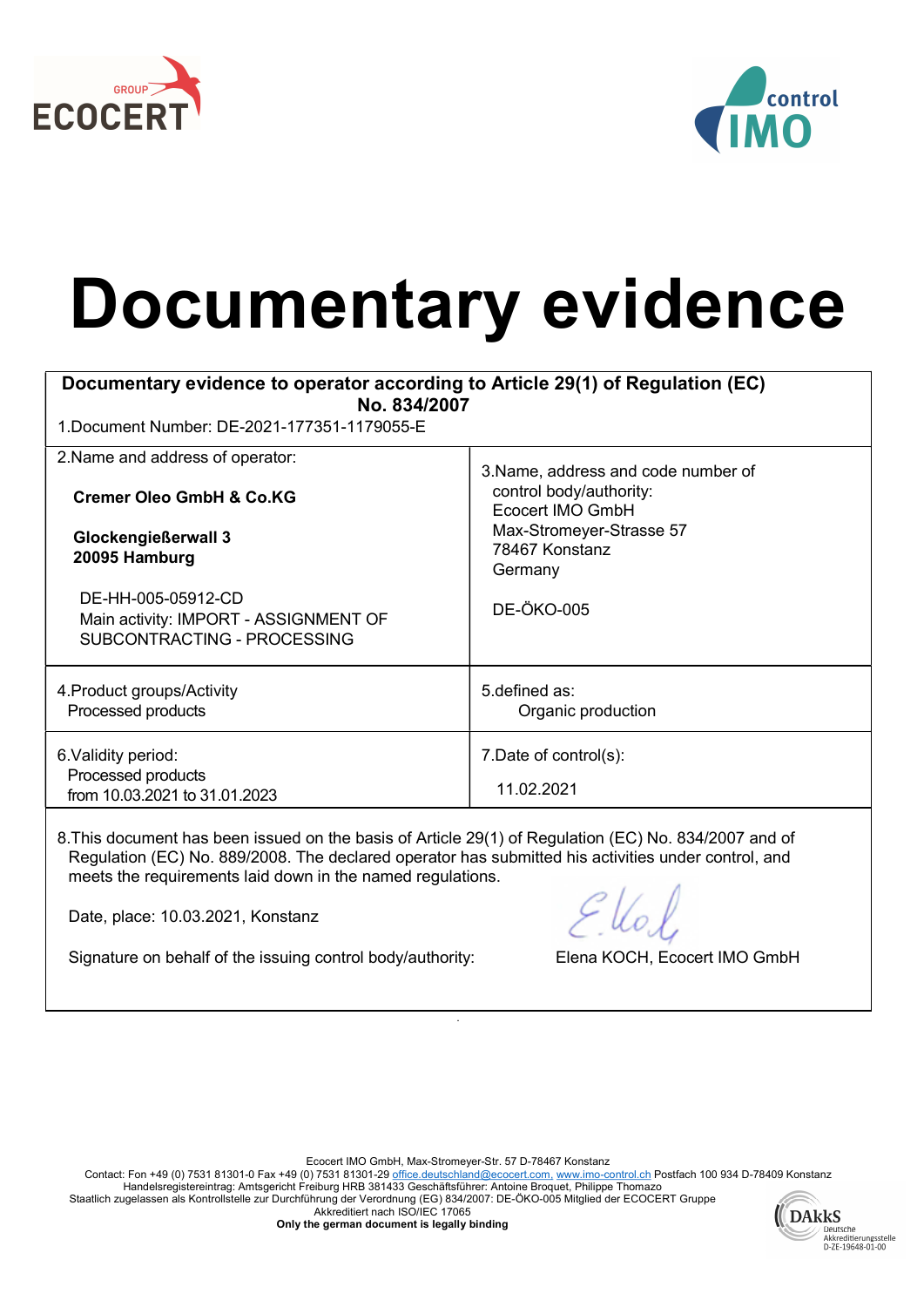# Documentary evidence

| **Documentary evidence to operator according to Article 29(1) of Regulation (EC) No. 834/2007** | |
|---|---|
| 1.Document Number: DE-2021-177351-1179055-E | |
| 2.Name and address of operator:<br><br>**Cremer Oleo GmbH & Co.KG**<br><br>**Glockengießerwall 3**<br>**20095 Hamburg**<br><br>DE-HH-005-05912-CD<br>Main activity: IMPORT - ASSIGNMENT OF SUBCONTRACTING - PROCESSING | 3.Name, address and code number of control body/authority:<br>Ecocert IMO GmbH<br>Max-Stromeyer-Strasse 57<br>78467 Konstanz<br>Germany<br><br>DE-ÖKO-005 |
| 4.Product groups/Activity<br>Processed products | 5.defined as:<br>Organic production |
| 6.Validity period:<br>Processed products<br>from 10.03.2021 to 31.01.2023 | 7.Date of control(s):<br><br>11.02.2021 |

8.This document has been issued on the basis of Article 29(1) of Regulation (EC) No. 834/2007 and of Regulation (EC) No. 889/2008. The declared operator has submitted his activities under control, and meets the requirements laid down in the named regulations.

Date, place: 10.03.2021, Konstanz

Signature on behalf of the issuing control body/authority: Elena KOCH, Ecocert IMO GmbH

Ecocert IMO GmbH, Max-Stromeyer-Str. 57 D-78467 Konstanz
Contact: Fon +49 (0) 7531 81301-0 Fax +49 (0) 7531 81301-29 office.deutschland@ecocert.com, www.imo-control.ch Postfach 100 934 D-78409 Konstanz
Handelsregistereintrag: Amtsgericht Freiburg HRB 381433 Geschäftsführer: Antoine Broquet, Philippe Thomazo
Staatlich zugelassen als Kontrollstelle zur Durchführung der Verordnung (EG) 834/2007: DE-ÖKO-005 Mitglied der ECOCERT Gruppe
Akkreditiert nach ISO/IEC 17065
**Only the german document is legally binding**

DAkkS Deutsche Akkreditierungsstelle D-ZE-19648-01-00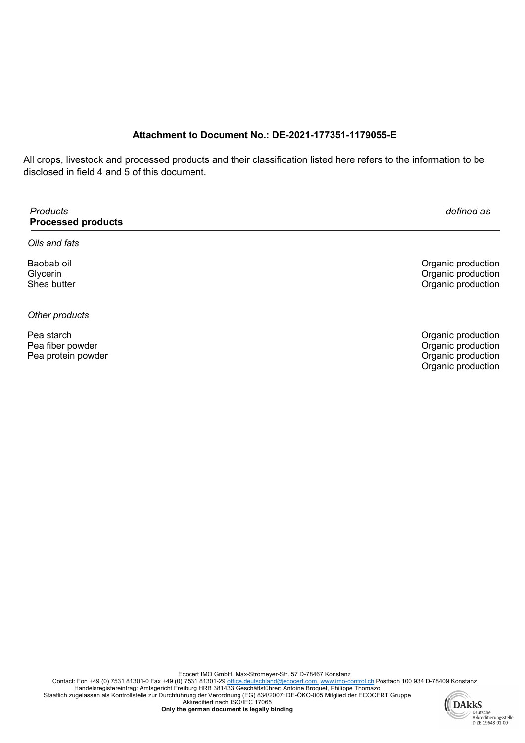**Attachment to Document No.: DE-2021-177351-1179055-E**

All crops, livestock and processed products and their classification listed here refers to the information to be disclosed in field 4 and 5 of this document.

| *Products* **Processed products** | *defined as* |
|---|---|
| *Oils and fats* | |
| Baobab oil | Organic production |
| Glycerin | Organic production |
| Shea butter | Organic production |
| *Other products* | |
| Pea starch | Organic production |
| Pea fiber powder | Organic production |
| Pea protein powder | Organic production |
| | Organic production |